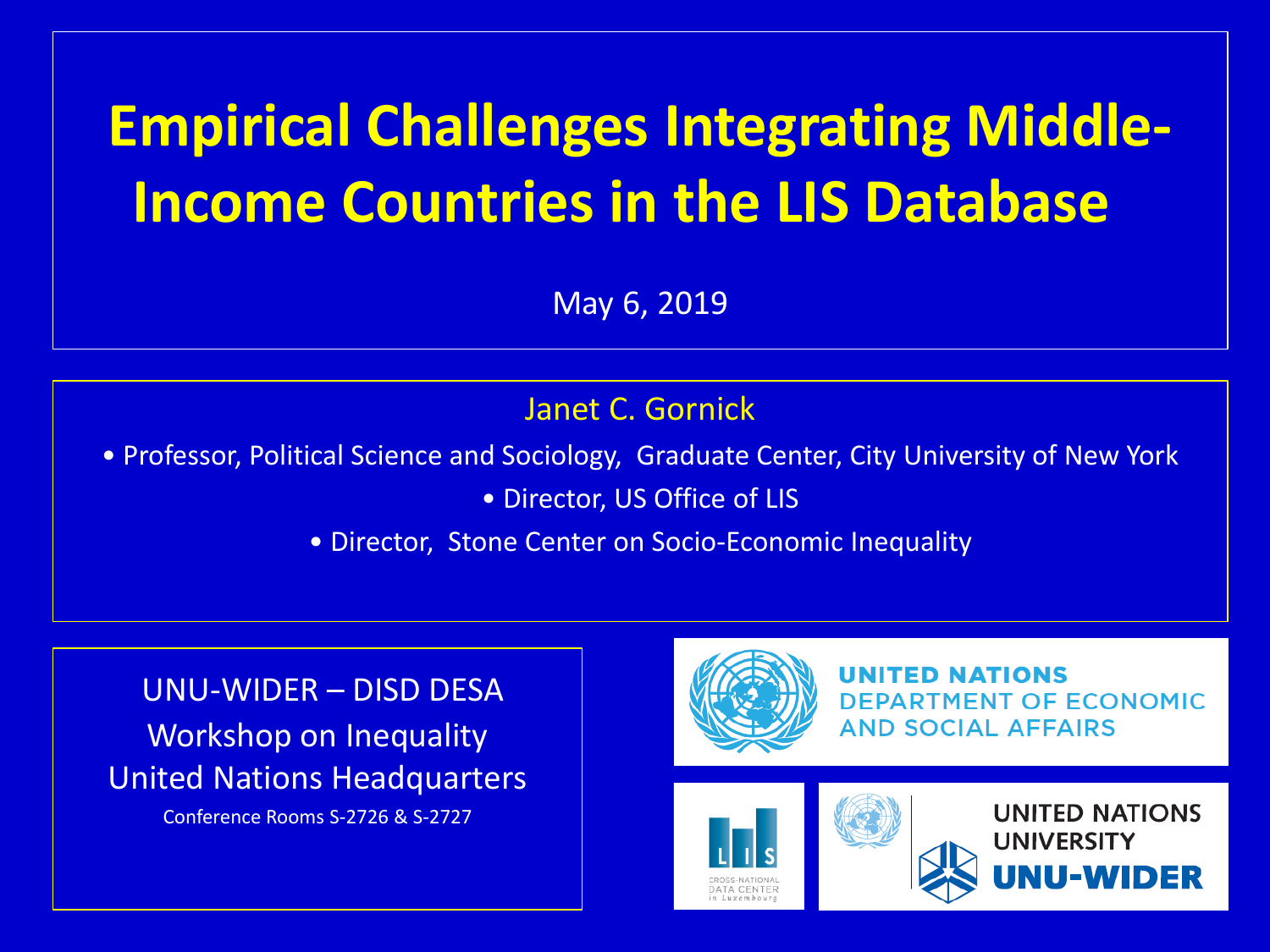# Empirical Challenges Integrating Middle-Income Countries in the LIS Database

May 6, 2019

Janet C. Gornick

- Professor, Political Science and Sociology, Graduate Center, City University of New York
- Director, US Office of LIS
- Director, Stone Center on Socio-Economic Inequality

UNU-WIDER – DISD DESA
Workshop on Inequality
United Nations Headquarters
Conference Rooms S-2726 & S-2727

UNITED NATIONS
DEPARTMENT OF ECONOMIC AND SOCIAL AFFAIRS

LIS
CROSS-NATIONAL DATA CENTER in Luxembourg

UNITED NATIONS UNIVERSITY
UNU-WIDER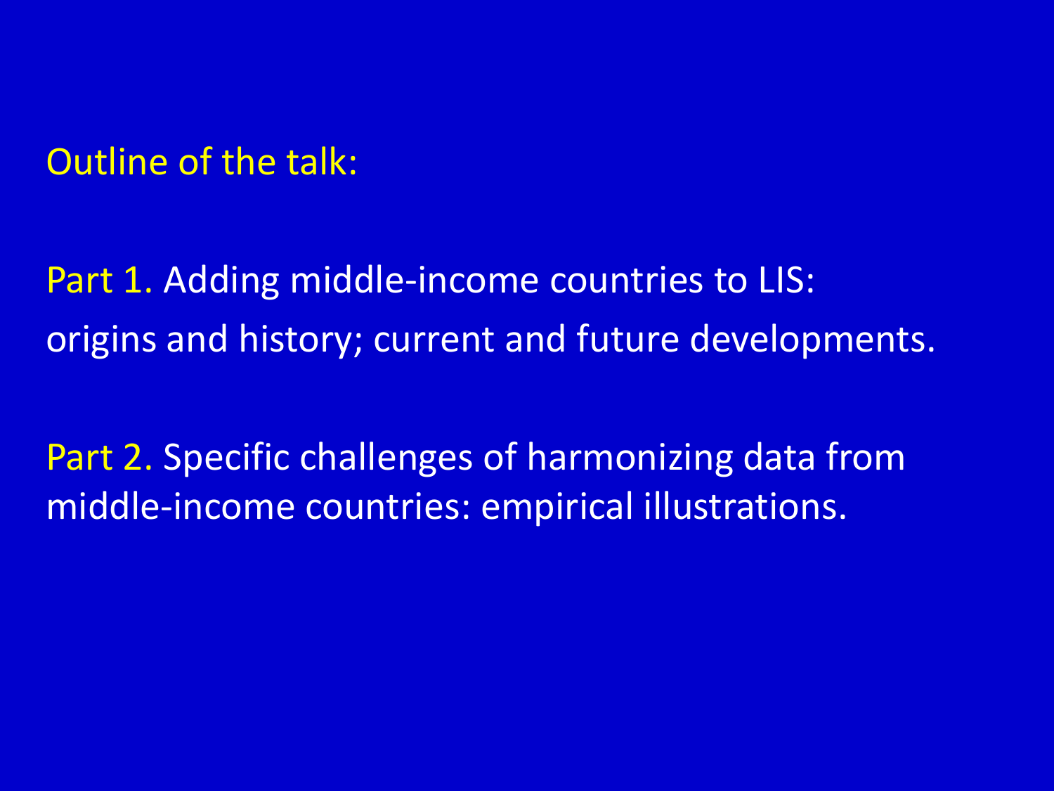Outline of the talk:

Part 1. Adding middle-income countries to LIS: origins and history; current and future developments.

Part 2. Specific challenges of harmonizing data from middle-income countries: empirical illustrations.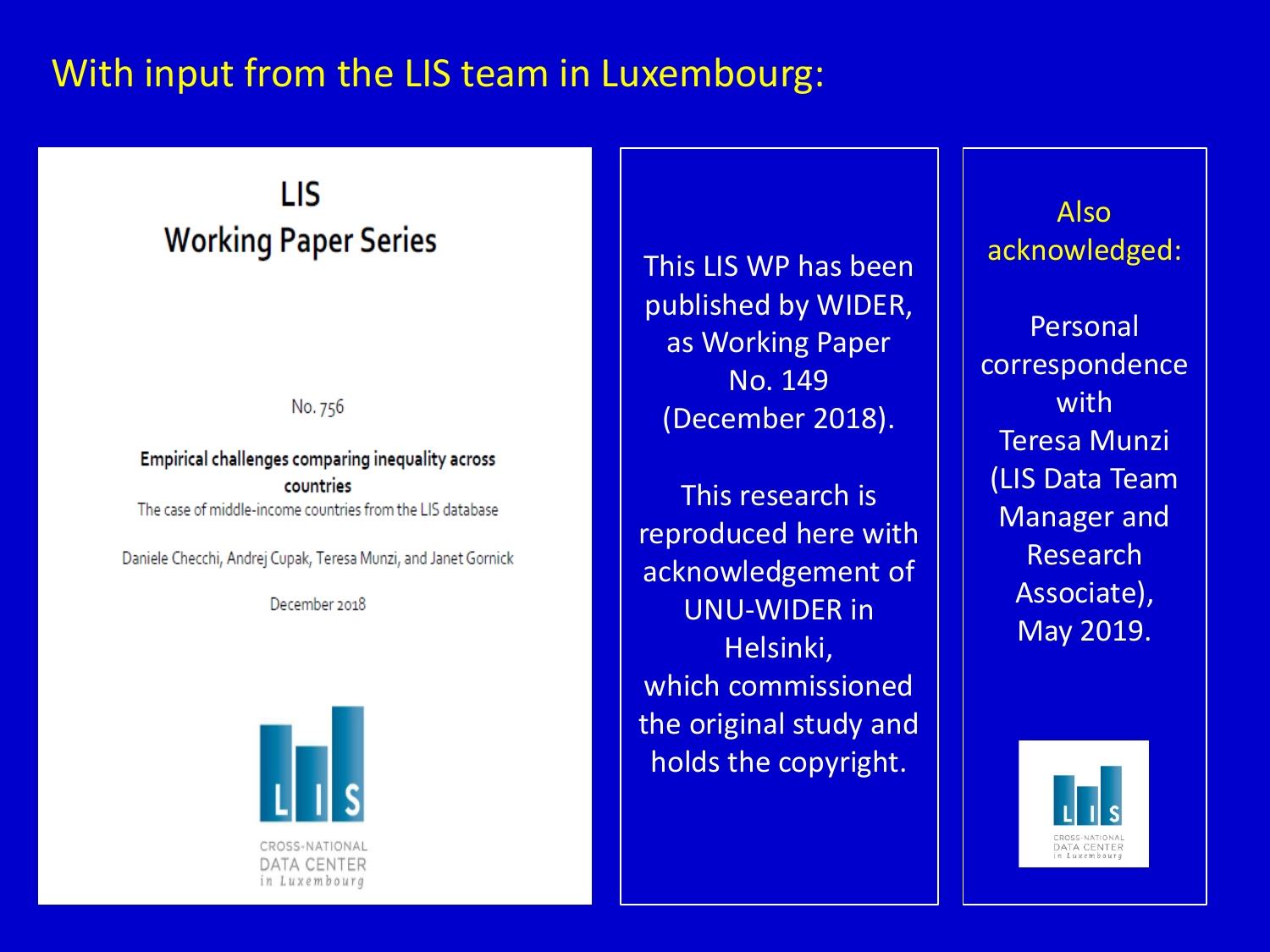# With input from the LIS team in Luxembourg:

**LIS**
**Working Paper Series**

No. 756

**Empirical challenges comparing inequality across countries**

The case of middle-income countries from the LIS database

Daniele Checchi, Andrej Cupak, Teresa Munzi, and Janet Gornick

December 2018

CROSS-NATIONAL DATA CENTER in Luxembourg

This LIS WP has been published by WIDER, as Working Paper No. 149 (December 2018).

This research is reproduced here with acknowledgement of UNU-WIDER in Helsinki, which commissioned the original study and holds the copyright.

Also acknowledged:

Personal correspondence with Teresa Munzi (LIS Data Team Manager and Research Associate), May 2019.

CROSS-NATIONAL DATA CENTER in Luxembourg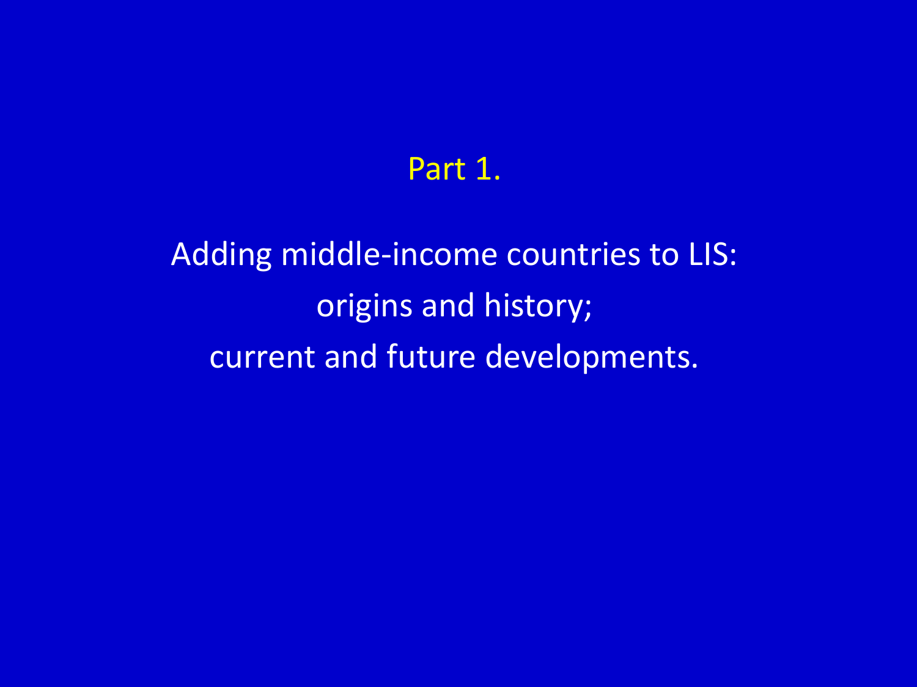# Part 1.

## Adding middle-income countries to LIS: origins and history; current and future developments.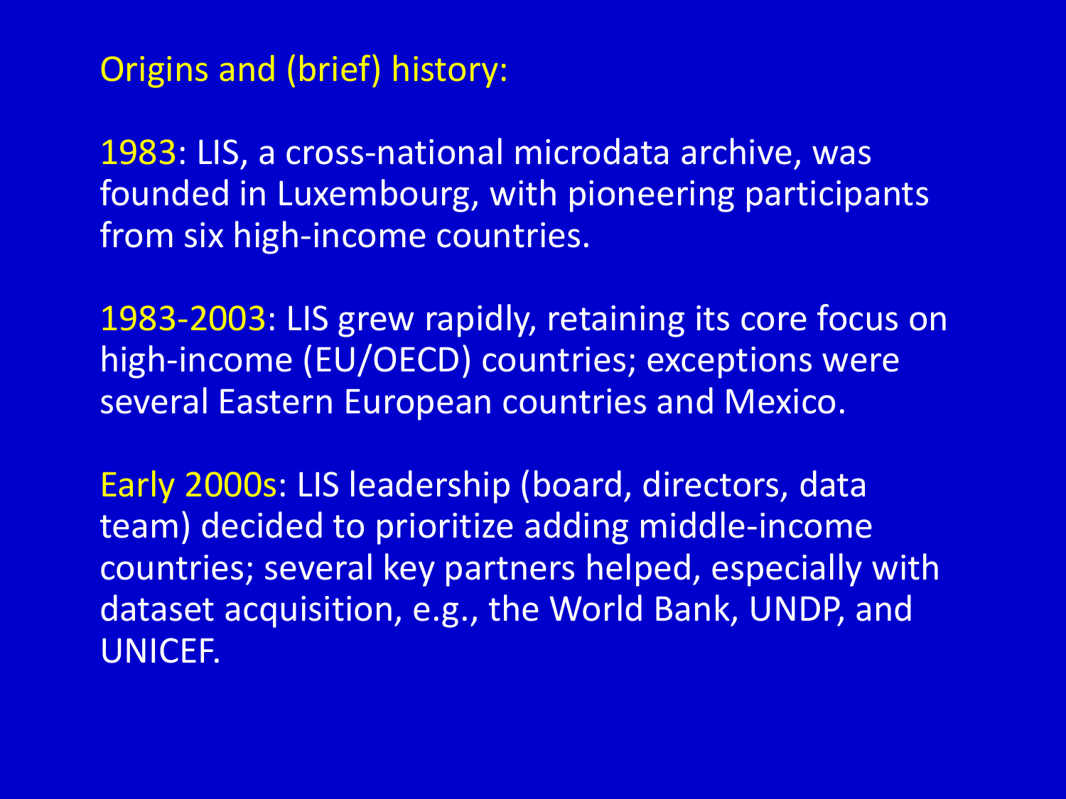## Origins and (brief) history:

1983: LIS, a cross-national microdata archive, was founded in Luxembourg, with pioneering participants from six high-income countries.

1983-2003: LIS grew rapidly, retaining its core focus on high-income (EU/OECD) countries; exceptions were several Eastern European countries and Mexico.

Early 2000s: LIS leadership (board, directors, data team) decided to prioritize adding middle-income countries; several key partners helped, especially with dataset acquisition, e.g., the World Bank, UNDP, and UNICEF.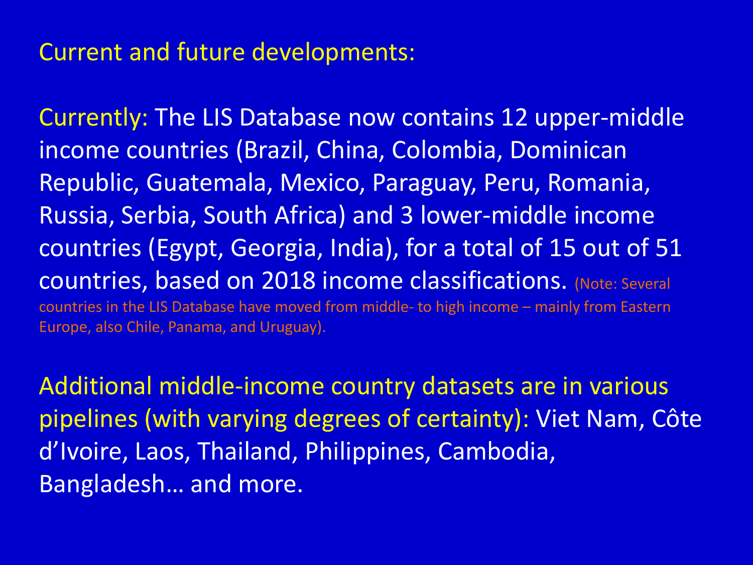## Current and future developments:

Currently: The LIS Database now contains 12 upper-middle income countries (Brazil, China, Colombia, Dominican Republic, Guatemala, Mexico, Paraguay, Peru, Romania, Russia, Serbia, South Africa) and 3 lower-middle income countries (Egypt, Georgia, India), for a total of 15 out of 51 countries, based on 2018 income classifications. (Note: Several countries in the LIS Database have moved from middle- to high income – mainly from Eastern Europe, also Chile, Panama, and Uruguay).

Additional middle-income country datasets are in various pipelines (with varying degrees of certainty): Viet Nam, Côte d'Ivoire, Laos, Thailand, Philippines, Cambodia, Bangladesh… and more.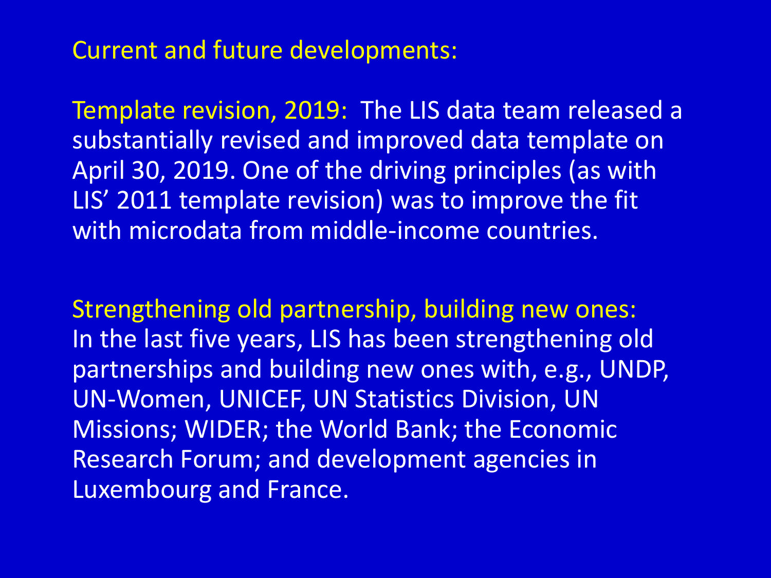## Current and future developments:

**Template revision, 2019:** The LIS data team released a substantially revised and improved data template on April 30, 2019. One of the driving principles (as with LIS' 2011 template revision) was to improve the fit with microdata from middle-income countries.

**Strengthening old partnership, building new ones:** In the last five years, LIS has been strengthening old partnerships and building new ones with, e.g., UNDP, UN-Women, UNICEF, UN Statistics Division, UN Missions; WIDER; the World Bank; the Economic Research Forum; and development agencies in Luxembourg and France.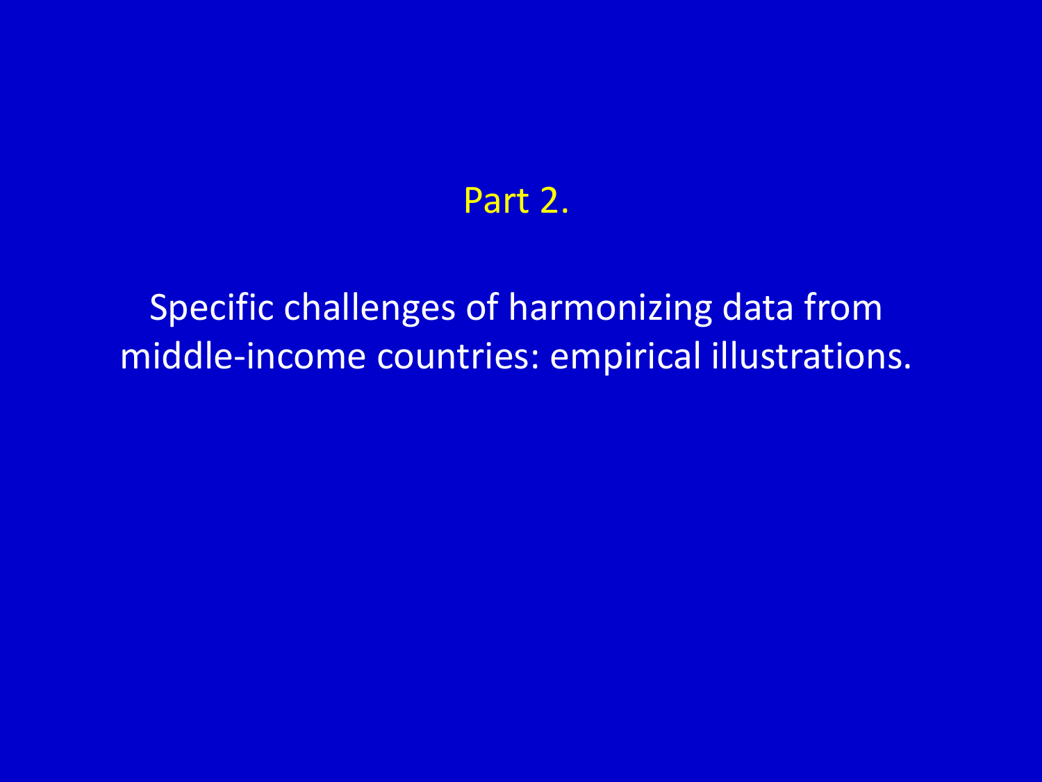# Part 2.

## Specific challenges of harmonizing data from middle-income countries: empirical illustrations.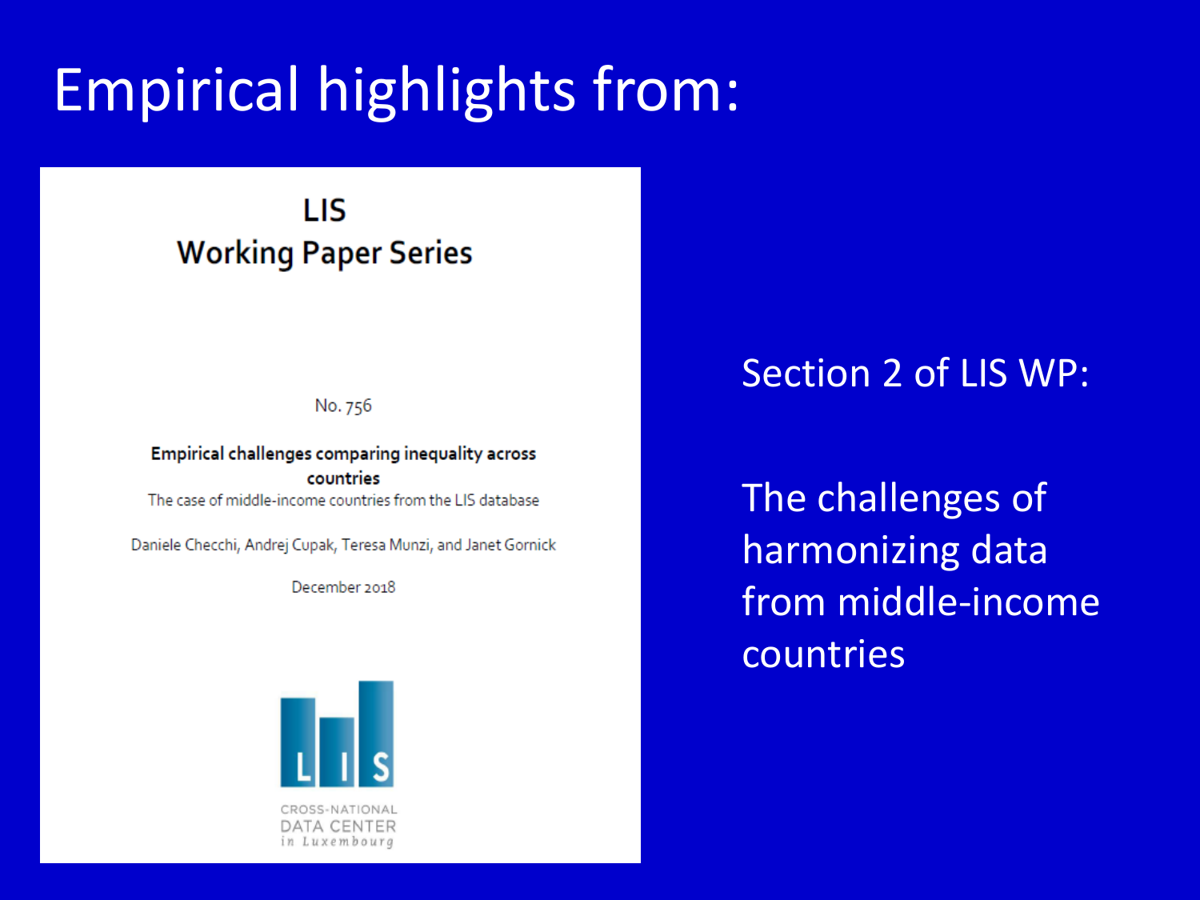# Empirical highlights from:

**LIS**
**Working Paper Series**

No. 756

**Empirical challenges comparing inequality across countries**
The case of middle-income countries from the LIS database

Daniele Checchi, Andrej Cupak, Teresa Munzi, and Janet Gornick

December 2018

LIS
CROSS-NATIONAL
DATA CENTER
in Luxembourg

Section 2 of LIS WP:

The challenges of harmonizing data from middle-income countries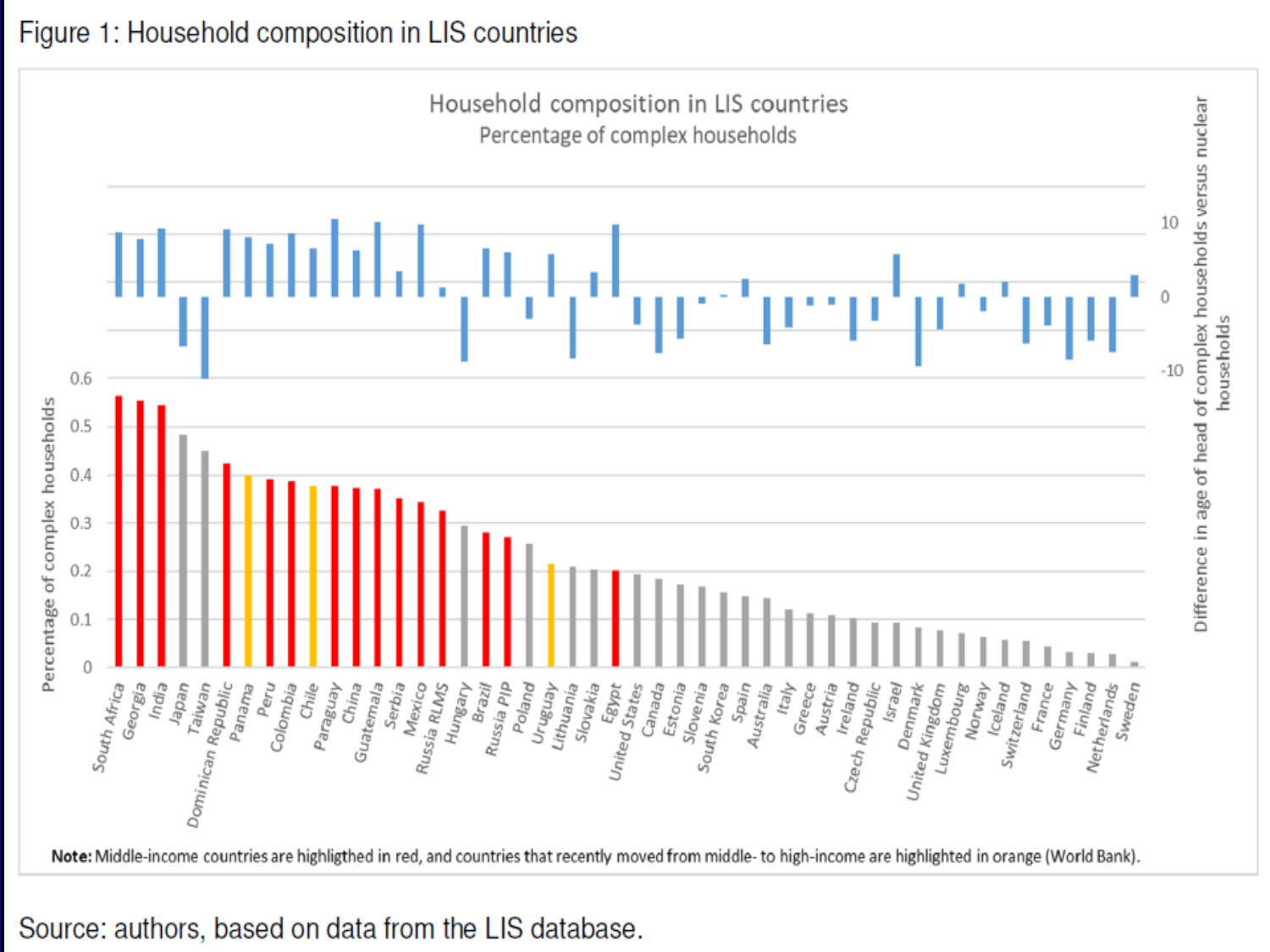Figure 1: Household composition in LIS countries

Household composition in LIS countries

Percentage of complex households

10

0

-10

Difference in age of head of complex households versus nuclear households

0.6

0.5

0.4

0.3

0.2

0.1

0

Percentage of complex households

South Africa, Georgia, India, Japan, Taiwan, Dominican Republic, Panama, Peru, Colombia, Chile, Paraguay, China, Guatemala, Serbia, Mexico, Russia RLMS, Hungary, Brazil, Russia PIP, Poland, Uruguay, Lithuania, Slovakia, Egypt, United States, Canada, Estonia, Slovenia, South Korea, Spain, Australia, Italy, Greece, Austria, Ireland, Czech Republic, Israel, Denmark, United Kingdom, Luxembourg, Norway, Iceland, Switzerland, France, Germany, Finland, Netherlands, Sweden

**Note:** Middle-income countries are highligthed in red, and countries that recently moved from middle- to high-income are highlighted in orange (World Bank).

Source: authors, based on data from the LIS database.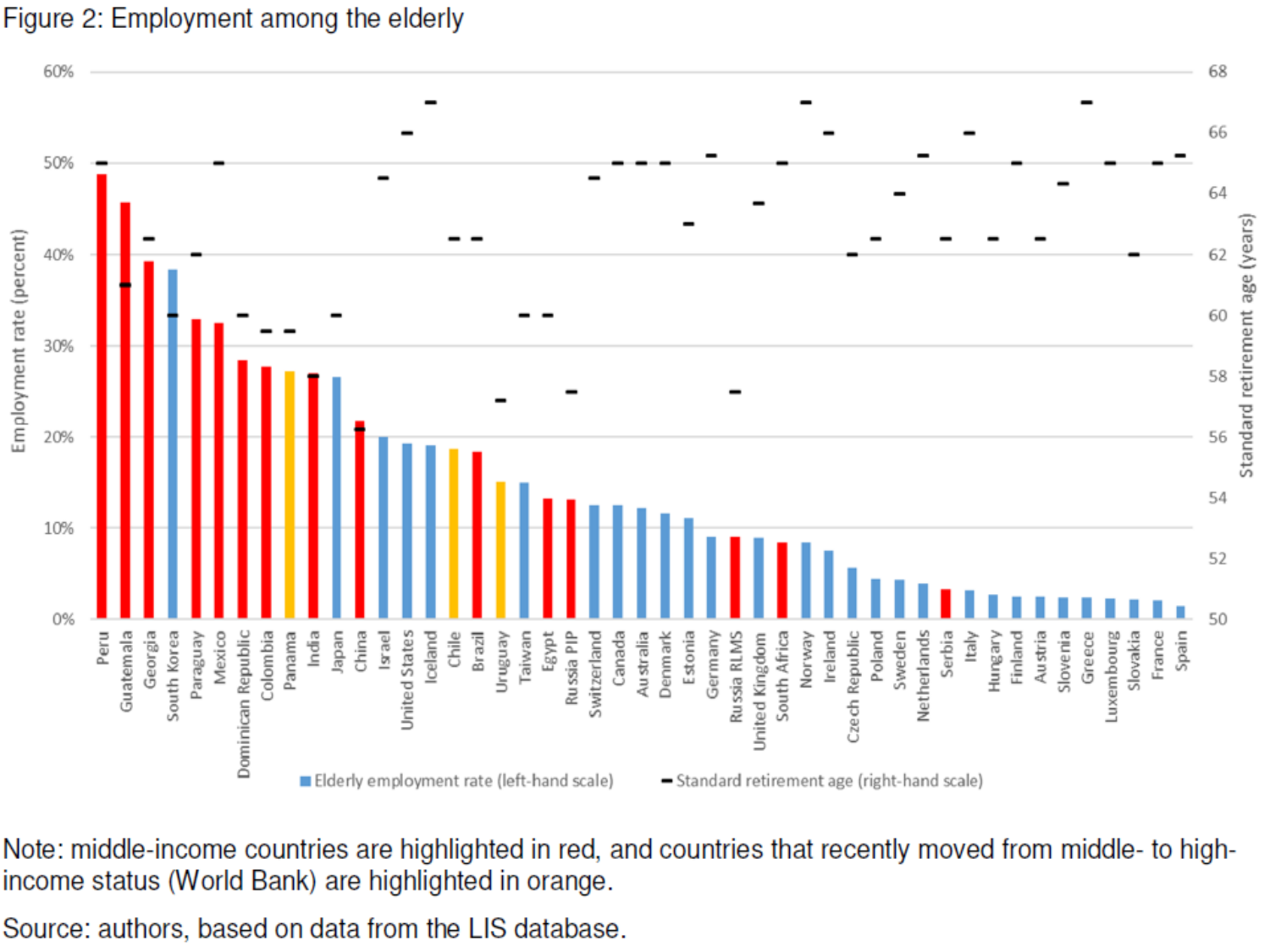Figure 2: Employment among the elderly

60%
50%
40%
30%
20%
10%
0%

Employment rate (percent)

68
66
64
62
60
58
56
54
52
50

Standard retirement age (years)

Peru
Guatemala
Georgia
South Korea
Paraguay
Mexico
Dominican Republic
Colombia
Panama
India
Japan
China
Israel
United States
Iceland
Chile
Brazil
Uruguay
Taiwan
Egypt
Russia PIP
Switzerland
Canada
Australia
Denmark
Estonia
Germany
Russia RLMS
United Kingdom
South Africa
Norway
Ireland
Czech Republic
Poland
Sweden
Netherlands
Serbia
Italy
Hungary
Finland
Austria
Slovenia
Greece
Luxembourg
Slovakia
France
Spain

Elderly employment rate (left-hand scale)
Standard retirement age (right-hand scale)

Note: middle-income countries are highlighted in red, and countries that recently moved from middle- to high-income status (World Bank) are highlighted in orange.

Source: authors, based on data from the LIS database.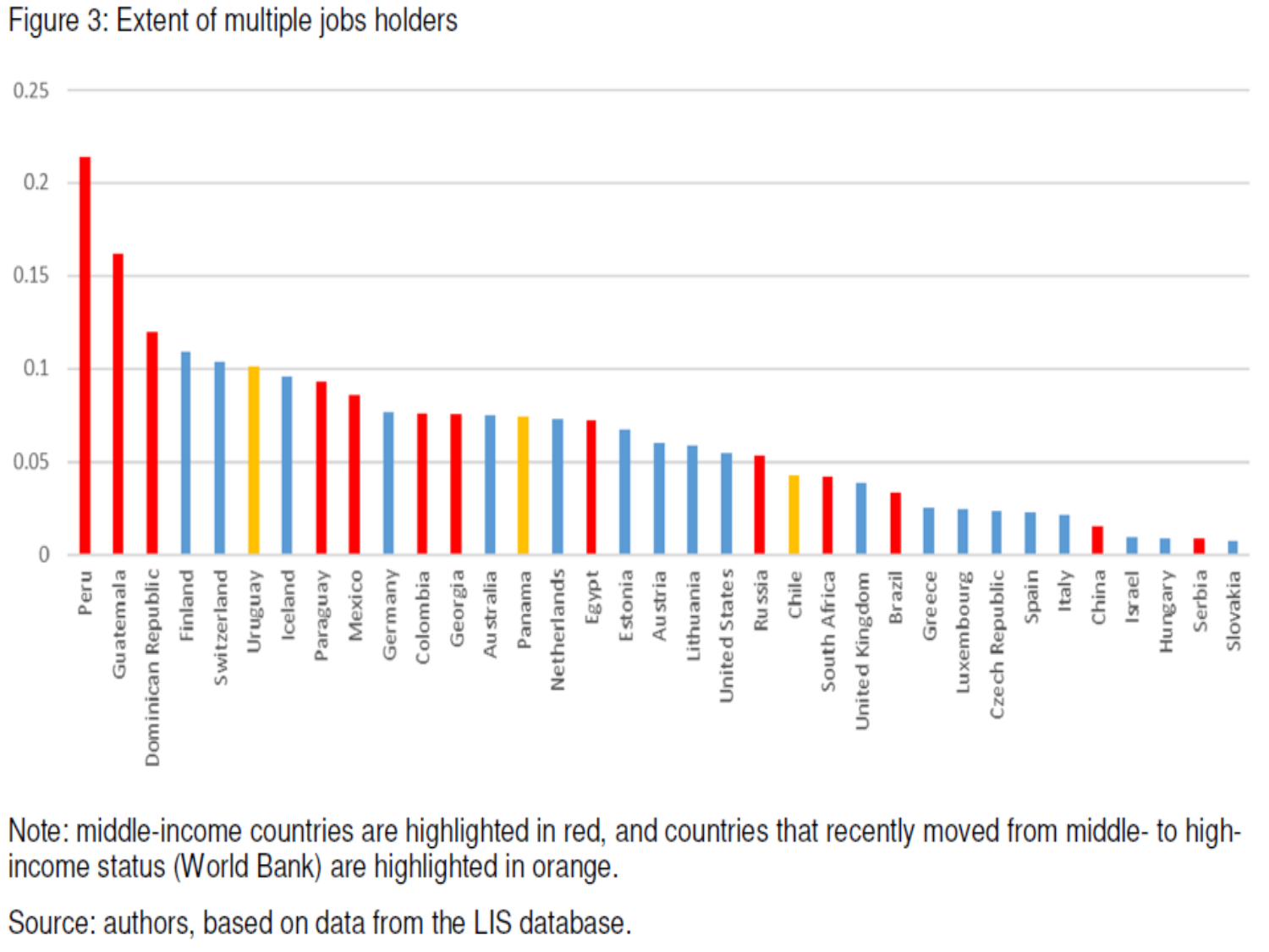Figure 3: Extent of multiple jobs holders

0.25
0.2
0.15
0.1
0.05
0

Peru
Guatemala
Dominican Republic
Finland
Switzerland
Uruguay
Iceland
Paraguay
Mexico
Germany
Colombia
Georgia
Australia
Panama
Netherlands
Egypt
Estonia
Austria
Lithuania
United States
Russia
Chile
South Africa
United Kingdom
Brazil
Greece
Luxembourg
Czech Republic
Spain
Italy
China
Israel
Hungary
Serbia
Slovakia

Note: middle-income countries are highlighted in red, and countries that recently moved from middle- to high-income status (World Bank) are highlighted in orange.

Source: authors, based on data from the LIS database.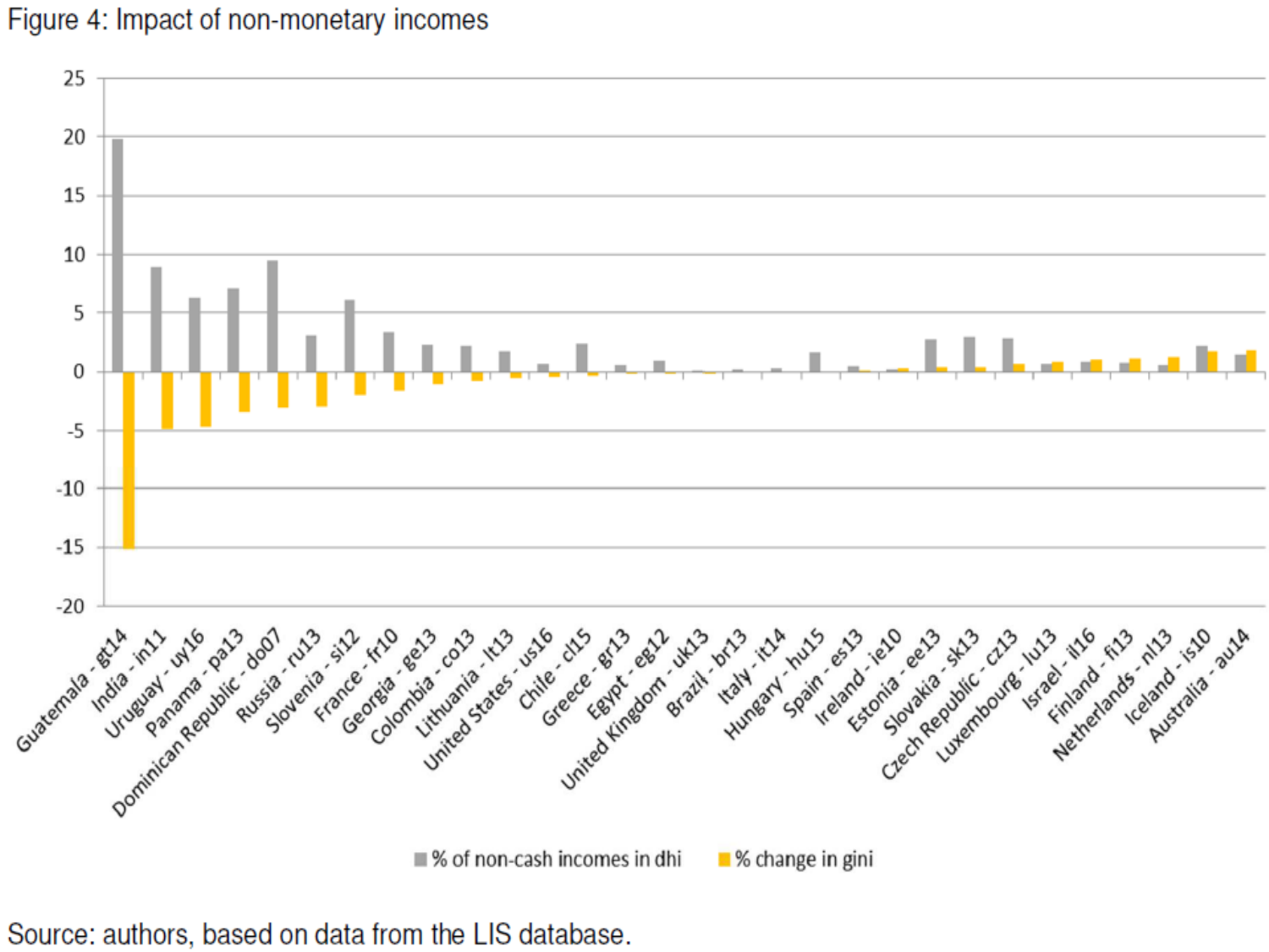Figure 4: Impact of non-monetary incomes

Source: authors, based on data from the LIS database.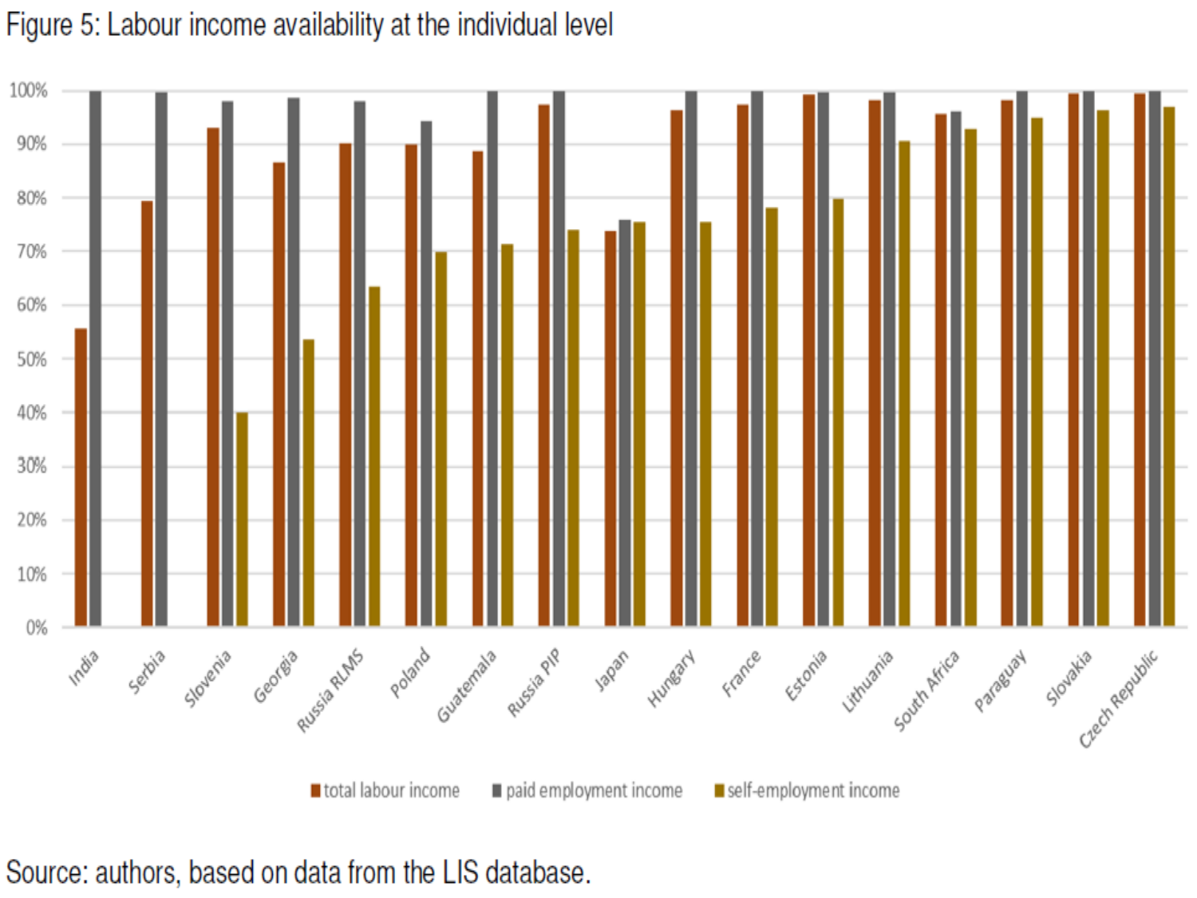Figure 5: Labour income availability at the individual level

100%
90%
80%
70%
60%
50%
40%
30%
20%
10%
0%

India
Serbia
Slovenia
Georgia
Russia RLMS
Poland
Guatemala
Russia PIP
Japan
Hungary
France
Estonia
Lithuania
South Africa
Paraguay
Slovakia
Czech Republic

total labour income
paid employment income
self-employment income

Source: authors, based on data from the LIS database.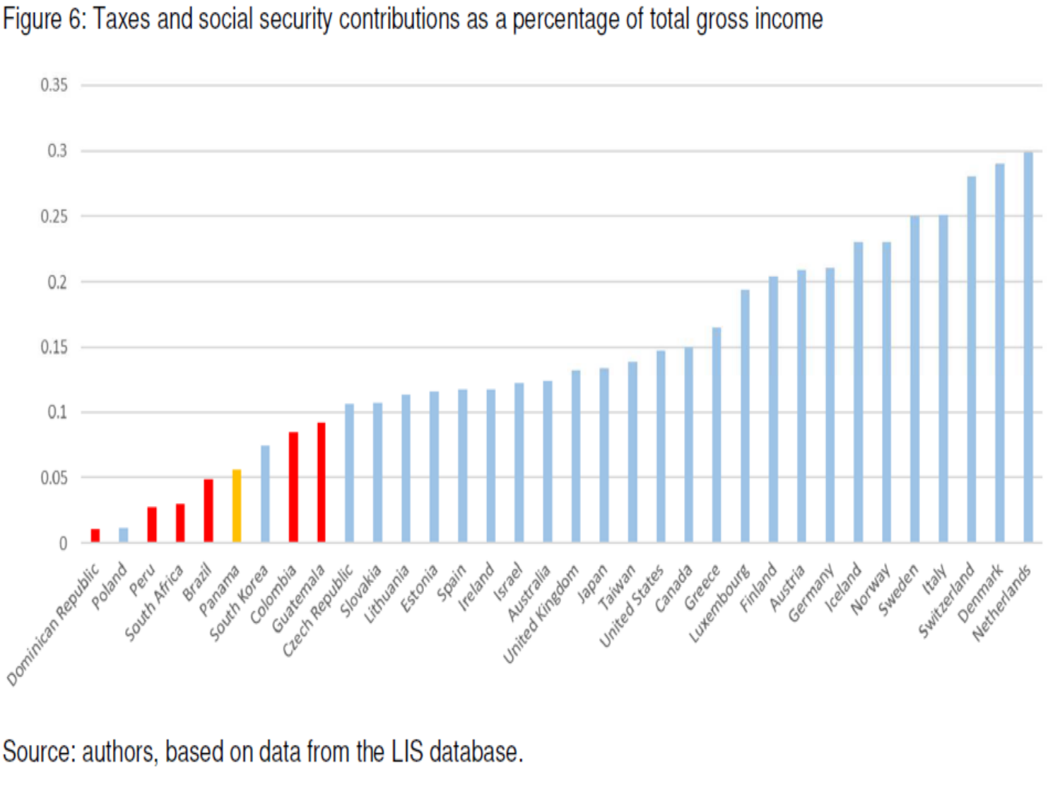Figure 6: Taxes and social security contributions as a percentage of total gross income

0.35
0.3
0.25
0.2
0.15
0.1
0.05
0

Dominican Republic
Poland
Peru
South Africa
Brazil
Panama
South Korea
Colombia
Guatemala
Czech Republic
Slovakia
Lithuania
Estonia
Spain
Ireland
Israel
Australia
United Kingdom
Japan
Taiwan
United States
Canada
Greece
Luxembourg
Finland
Austria
Germany
Iceland
Norway
Sweden
Italy
Switzerland
Denmark
Netherlands

Source: authors, based on data from the LIS database.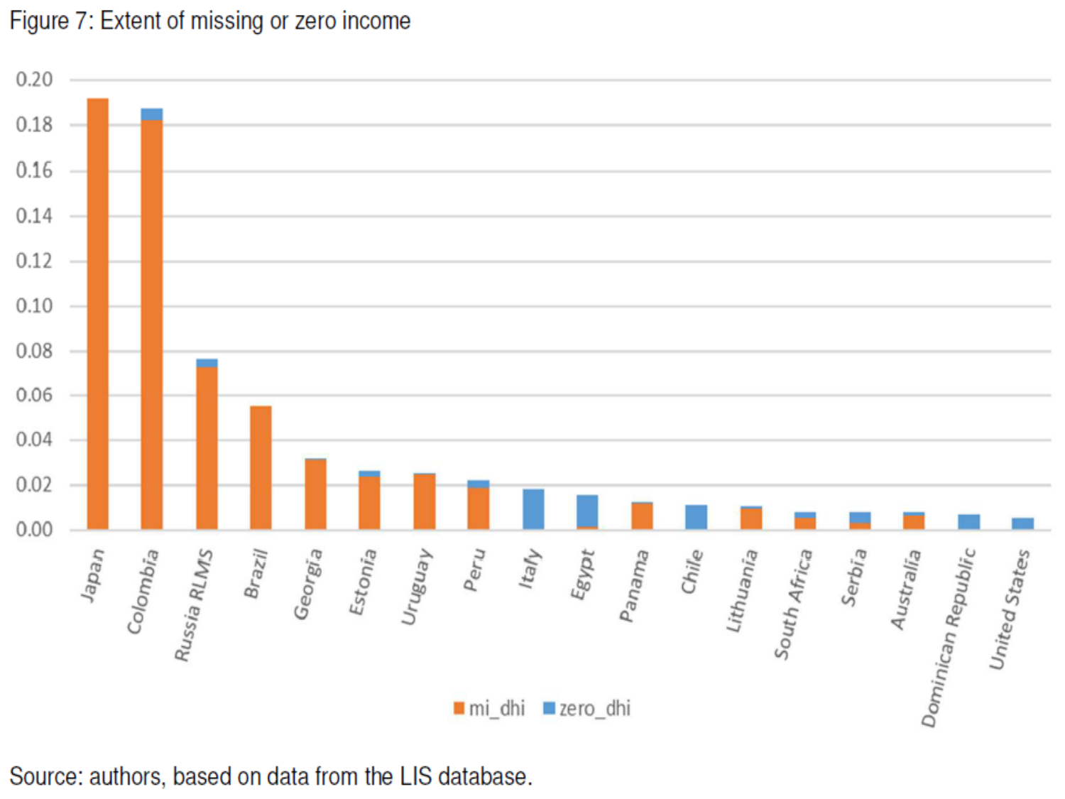Figure 7: Extent of missing or zero income

0.20
0.18
0.16
0.14
0.12
0.10
0.08
0.06
0.04
0.02
0.00

Japan
Colombia
Russia RLMS
Brazil
Georgia
Estonia
Uruguay
Peru
Italy
Egypt
Panama
Chile
Lithuania
South Africa
Serbia
Australia
Dominican Republic
United States

mi_dhi
zero_dhi

Source: authors, based on data from the LIS database.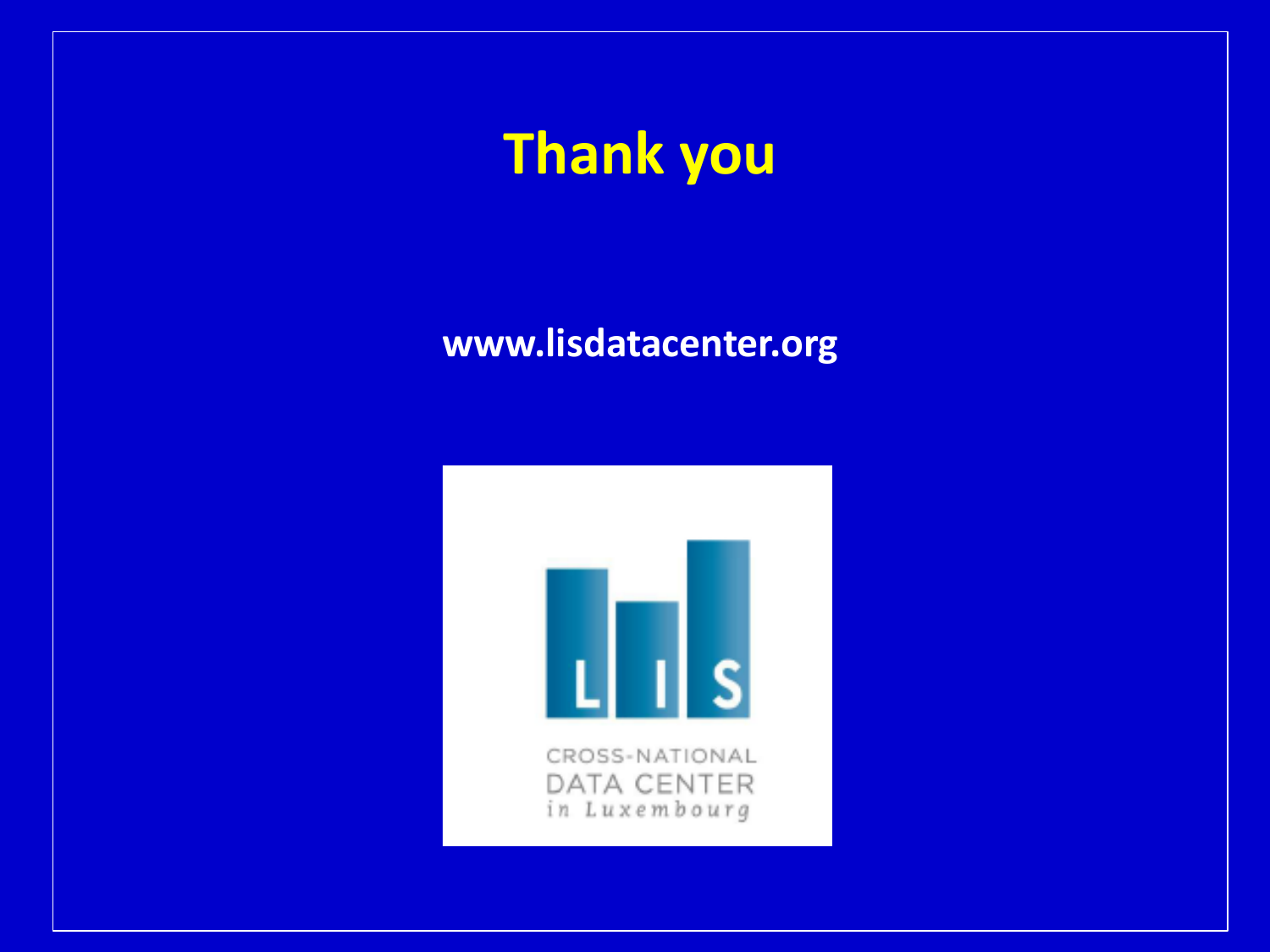# Thank you

**www.lisdatacenter.org**

LIS

CROSS-NATIONAL
DATA CENTER
in Luxembourg